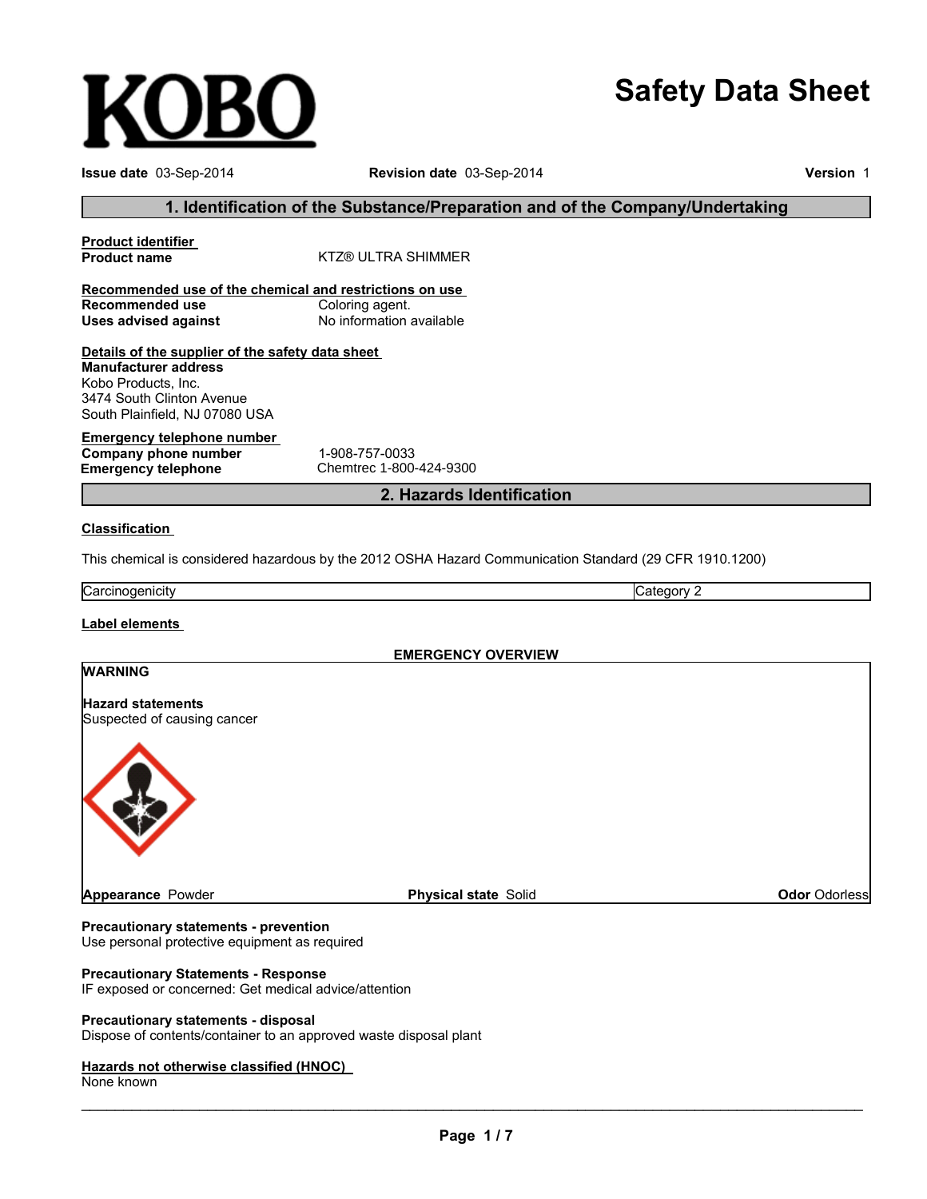KOBO

# Safety Data Sheet

**Issue date** 03-Sep-2014 **Revision date** 03-Sep-2014 **Version** 1

## 1. Identification of the Substance/Preparation and of the Company/Undertaking

**Product identifier**

**Product name** KTZ® ULTRA SHIMMER

**Recommended use of the chemical and restrictions on use**

**Recommended use** Coloring agent.

**Uses advised against** No information available

**Details of the supplier of the safety data sheet**

**Manufacturer address**
Kobo Products, Inc.
3474 South Clinton Avenue
South Plainfield, NJ 07080 USA

**Emergency telephone number**

**Company phone number** 1-908-757-0033

**Emergency telephone** Chemtrec 1-800-424-9300

## 2. Hazards Identification

**Classification**

This chemical is considered hazardous by the 2012 OSHA Hazard Communication Standard (29 CFR 1910.1200)

| Carcinogenicity | Category 2 |
|---|---|

**Label elements**

**EMERGENCY OVERVIEW**

**WARNING**

**Hazard statements**
Suspected of causing cancer

**Appearance** Powder **Physical state** Solid **Odor** Odorless

**Precautionary statements - prevention**
Use personal protective equipment as required

**Precautionary Statements - Response**
IF exposed or concerned: Get medical advice/attention

**Precautionary statements - disposal**
Dispose of contents/container to an approved waste disposal plant

**Hazards not otherwise classified (HNOC)**
None known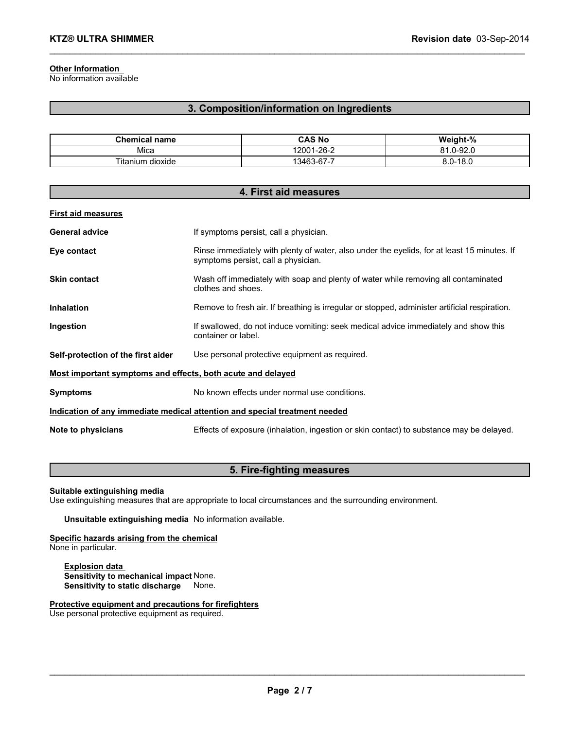**Other Information**
No information available

## 3. Composition/information on Ingredients

| Chemical name | CAS No | Weight-% |
|---|---|---|
| Mica | 12001-26-2 | 81.0-92.0 |
| Titanium dioxide | 13463-67-7 | 8.0-18.0 |

## 4. First aid measures

**First aid measures**

**General advice** If symptoms persist, call a physician.

**Eye contact** Rinse immediately with plenty of water, also under the eyelids, for at least 15 minutes. If symptoms persist, call a physician.

**Skin contact** Wash off immediately with soap and plenty of water while removing all contaminated clothes and shoes.

**Inhalation** Remove to fresh air. If breathing is irregular or stopped, administer artificial respiration.

**Ingestion** If swallowed, do not induce vomiting: seek medical advice immediately and show this container or label.

**Self-protection of the first aider** Use personal protective equipment as required.

**Most important symptoms and effects, both acute and delayed**

**Symptoms** No known effects under normal use conditions.

**Indication of any immediate medical attention and special treatment needed**

**Note to physicians** Effects of exposure (inhalation, ingestion or skin contact) to substance may be delayed.

## 5. Fire-fighting measures

**Suitable extinguishing media**
Use extinguishing measures that are appropriate to local circumstances and the surrounding environment.

**Unsuitable extinguishing media** No information available.

**Specific hazards arising from the chemical**
None in particular.

**Explosion data**
**Sensitivity to mechanical impact** None.
**Sensitivity to static discharge** None.

**Protective equipment and precautions for firefighters**
Use personal protective equipment as required.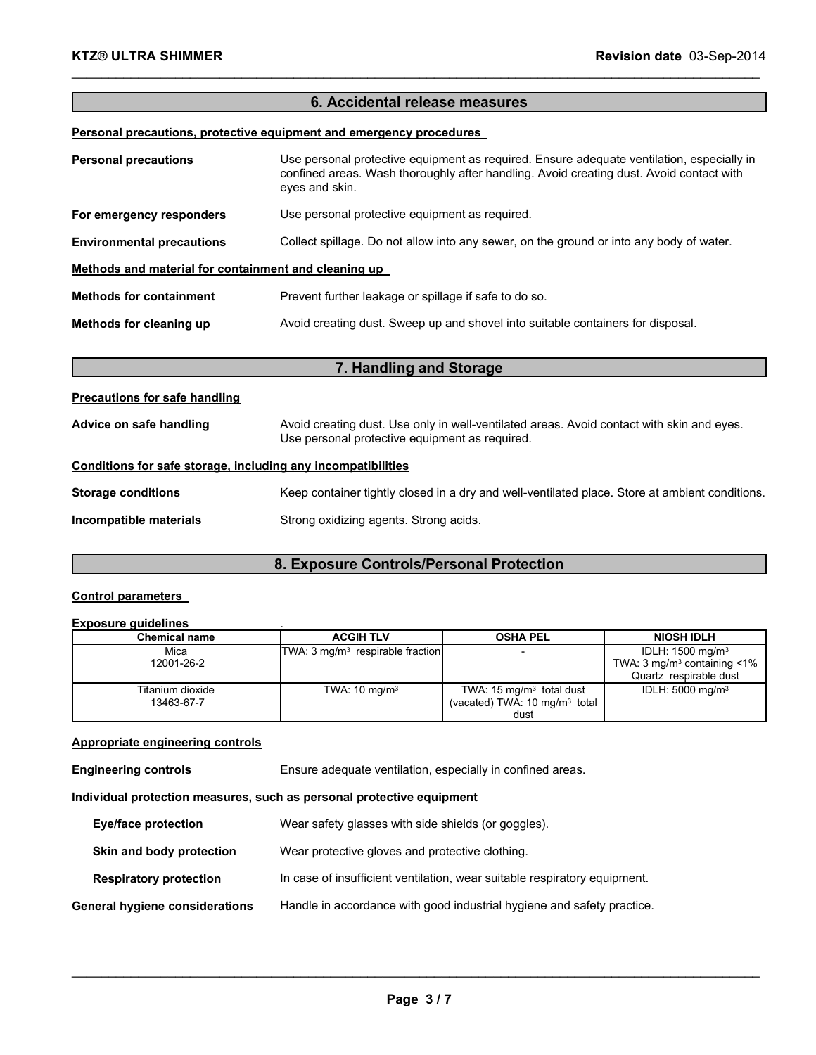## 6. Accidental release measures

**Personal precautions, protective equipment and emergency procedures**

**Personal precautions** Use personal protective equipment as required. Ensure adequate ventilation, especially in confined areas. Wash thoroughly after handling. Avoid creating dust. Avoid contact with eyes and skin.

**For emergency responders** Use personal protective equipment as required.

**Environmental precautions** Collect spillage. Do not allow into any sewer, on the ground or into any body of water.

**Methods and material for containment and cleaning up**

**Methods for containment** Prevent further leakage or spillage if safe to do so.

**Methods for cleaning up** Avoid creating dust. Sweep up and shovel into suitable containers for disposal.

## 7. Handling and Storage

**Precautions for safe handling**

**Advice on safe handling** Avoid creating dust. Use only in well-ventilated areas. Avoid contact with skin and eyes. Use personal protective equipment as required.

**Conditions for safe storage, including any incompatibilities**

**Storage conditions** Keep container tightly closed in a dry and well-ventilated place. Store at ambient conditions.

**Incompatible materials** Strong oxidizing agents. Strong acids.

## 8. Exposure Controls/Personal Protection

**Control parameters**

**Exposure guidelines** .

| Chemical name | ACGIH TLV | OSHA PEL | NIOSH IDLH |
|---|---|---|---|
| Mica<br>12001-26-2 | TWA: 3 mg/m$^3$ respirable fraction | - | IDLH: 1500 mg/m$^3$<br>TWA: 3 mg/m$^3$ containing <1% Quartz respirable dust |
| Titanium dioxide<br>13463-67-7 | TWA: 10 mg/m$^3$ | TWA: 15 mg/m$^3$ total dust<br>(vacated) TWA: 10 mg/m$^3$ total dust | IDLH: 5000 mg/m$^3$ |

**Appropriate engineering controls**

**Engineering controls** Ensure adequate ventilation, especially in confined areas.

**Individual protection measures, such as personal protective equipment**

**Eye/face protection** Wear safety glasses with side shields (or goggles).

**Skin and body protection** Wear protective gloves and protective clothing.

**Respiratory protection** In case of insufficient ventilation, wear suitable respiratory equipment.

**General hygiene considerations** Handle in accordance with good industrial hygiene and safety practice.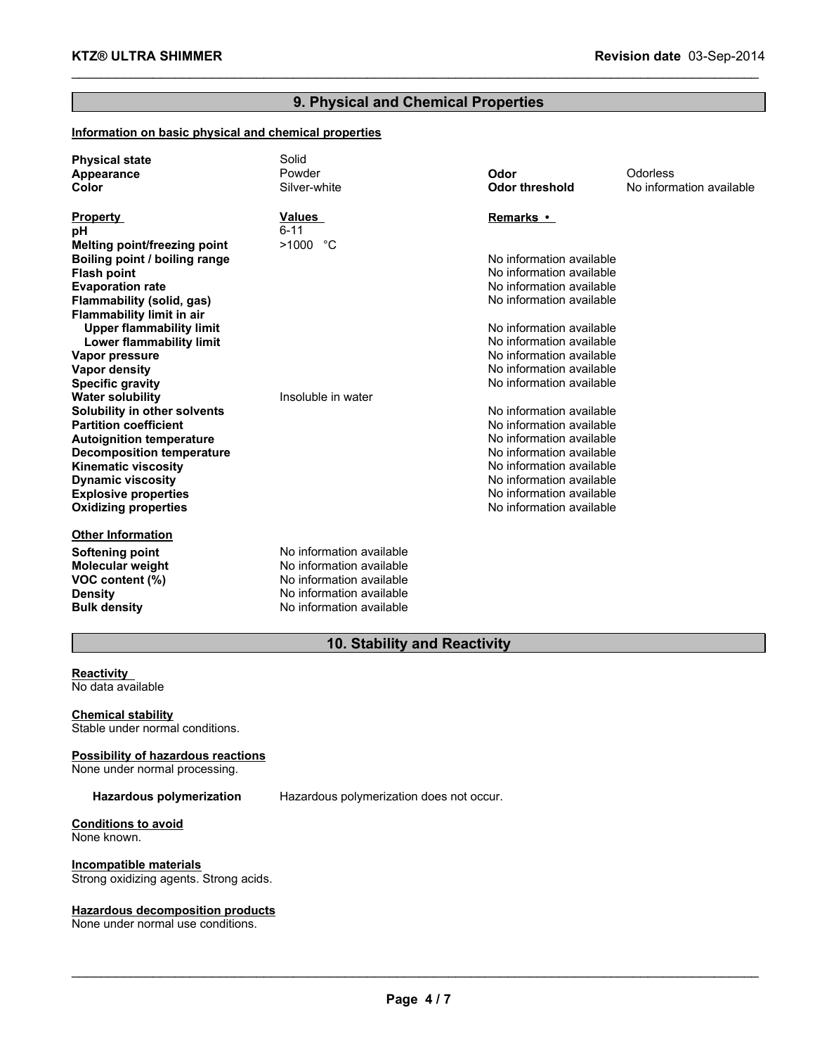## 9. Physical and Chemical Properties

**Information on basic physical and chemical properties**

| | | | |
|---|---|---|---|
| **Physical state** | Solid | | |
| **Appearance** | Powder | **Odor** | Odorless |
| **Color** | Silver-white | **Odor threshold** | No information available |

| **Property** | **Values** | **Remarks •** |
|---|---|---|
| **pH** | 6-11 | |
| **Melting point/freezing point** | >1000 °C | |
| **Boiling point / boiling range** | | No information available |
| **Flash point** | | No information available |
| **Evaporation rate** | | No information available |
| **Flammability (solid, gas)** | | No information available |
| **Flammability limit in air** | | |
| **Upper flammability limit** | | No information available |
| **Lower flammability limit** | | No information available |
| **Vapor pressure** | | No information available |
| **Vapor density** | | No information available |
| **Specific gravity** | | No information available |
| **Water solubility** | Insoluble in water | |
| **Solubility in other solvents** | | No information available |
| **Partition coefficient** | | No information available |
| **Autoignition temperature** | | No information available |
| **Decomposition temperature** | | No information available |
| **Kinematic viscosity** | | No information available |
| **Dynamic viscosity** | | No information available |
| **Explosive properties** | | No information available |
| **Oxidizing properties** | | No information available |

**Other Information**

| | |
|---|---|
| **Softening point** | No information available |
| **Molecular weight** | No information available |
| **VOC content (%)** | No information available |
| **Density** | No information available |
| **Bulk density** | No information available |

## 10. Stability and Reactivity

**Reactivity**
No data available

**Chemical stability**
Stable under normal conditions.

**Possibility of hazardous reactions**
None under normal processing.

**Hazardous polymerization** Hazardous polymerization does not occur.

**Conditions to avoid**
None known.

**Incompatible materials**
Strong oxidizing agents. Strong acids.

**Hazardous decomposition products**
None under normal use conditions.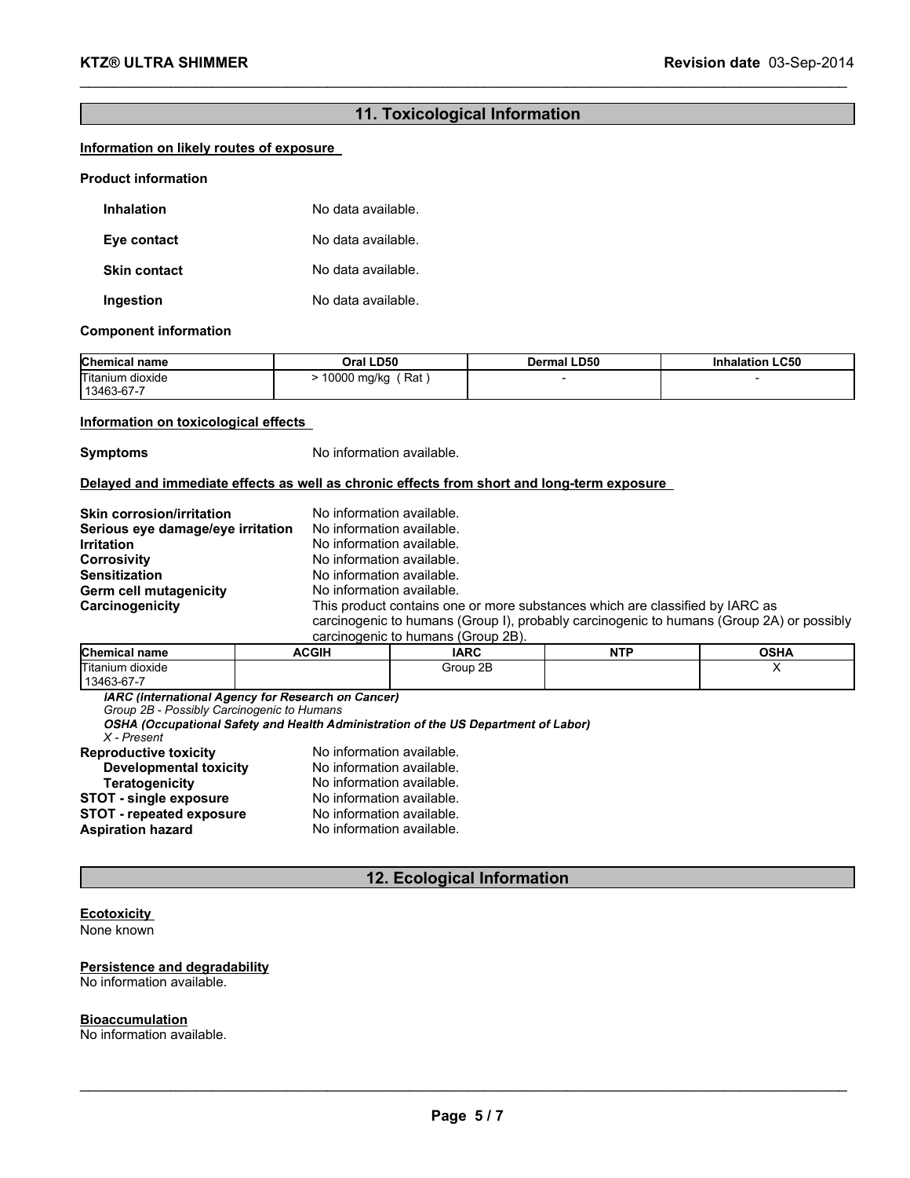## 11. Toxicological Information

### Information on likely routes of exposure

**Product information**

**Inhalation** No data available.

**Eye contact** No data available.

**Skin contact** No data available.

**Ingestion** No data available.

**Component information**

| Chemical name | Oral LD50 | Dermal LD50 | Inhalation LC50 |
|---|---|---|---|
| Titanium dioxide 13463-67-7 | > 10000 mg/kg ( Rat ) | - | - |

### Information on toxicological effects

**Symptoms** No information available.

### Delayed and immediate effects as well as chronic effects from short and long-term exposure

**Skin corrosion/irritation** No information available.
**Serious eye damage/eye irritation** No information available.
**Irritation** No information available.
**Corrosivity** No information available.
**Sensitization** No information available.
**Germ cell mutagenicity** No information available.
**Carcinogenicity** This product contains one or more substances which are classified by IARC as carcinogenic to humans (Group I), probably carcinogenic to humans (Group 2A) or possibly carcinogenic to humans (Group 2B).

| Chemical name | ACGIH | IARC | NTP | OSHA |
|---|---|---|---|---|
| Titanium dioxide 13463-67-7 | | Group 2B | | X |

***IARC (International Agency for Research on Cancer)***
*Group 2B - Possibly Carcinogenic to Humans*
***OSHA (Occupational Safety and Health Administration of the US Department of Labor)***
*X - Present*

**Reproductive toxicity** No information available.
**Developmental toxicity** No information available.
**Teratogenicity** No information available.
**STOT - single exposure** No information available.
**STOT - repeated exposure** No information available.
**Aspiration hazard** No information available.

## 12. Ecological Information

### Ecotoxicity
None known

### Persistence and degradability
No information available.

### Bioaccumulation
No information available.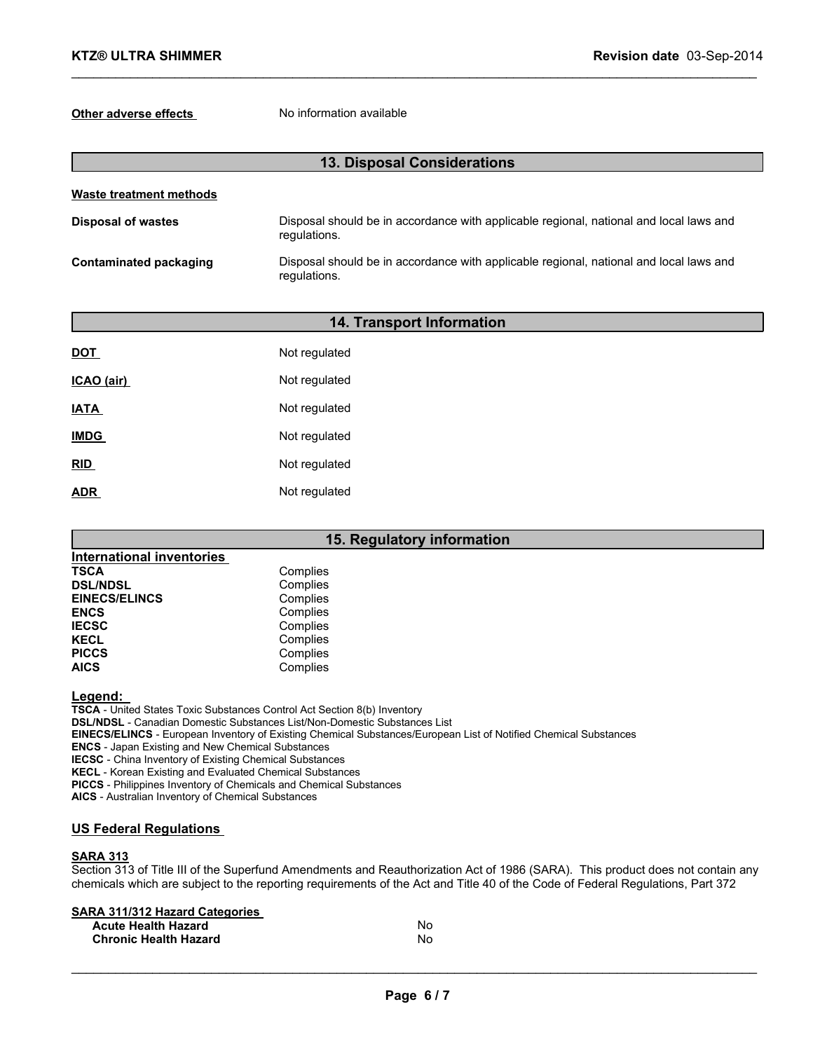**Other adverse effects** No information available

## 13. Disposal Considerations

**Waste treatment methods**

| | |
|---|---|
| **Disposal of wastes** | Disposal should be in accordance with applicable regional, national and local laws and regulations. |
| **Contaminated packaging** | Disposal should be in accordance with applicable regional, national and local laws and regulations. |

## 14. Transport Information

| | |
|---|---|
| **DOT** | Not regulated |
| **ICAO (air)** | Not regulated |
| **IATA** | Not regulated |
| **IMDG** | Not regulated |
| **RID** | Not regulated |
| **ADR** | Not regulated |

## 15. Regulatory information

**International inventories**

| | |
|---|---|
| **TSCA** | Complies |
| **DSL/NDSL** | Complies |
| **EINECS/ELINCS** | Complies |
| **ENCS** | Complies |
| **IECSC** | Complies |
| **KECL** | Complies |
| **PICCS** | Complies |
| **AICS** | Complies |

**Legend:**

**TSCA** - United States Toxic Substances Control Act Section 8(b) Inventory
**DSL/NDSL** - Canadian Domestic Substances List/Non-Domestic Substances List
**EINECS/ELINCS** - European Inventory of Existing Chemical Substances/European List of Notified Chemical Substances
**ENCS** - Japan Existing and New Chemical Substances
**IECSC** - China Inventory of Existing Chemical Substances
**KECL** - Korean Existing and Evaluated Chemical Substances
**PICCS** - Philippines Inventory of Chemicals and Chemical Substances
**AICS** - Australian Inventory of Chemical Substances

### US Federal Regulations

**SARA 313**

Section 313 of Title III of the Superfund Amendments and Reauthorization Act of 1986 (SARA). This product does not contain any chemicals which are subject to the reporting requirements of the Act and Title 40 of the Code of Federal Regulations, Part 372

**SARA 311/312 Hazard Categories**

| | |
|---|---|
| **Acute Health Hazard** | No |
| **Chronic Health Hazard** | No |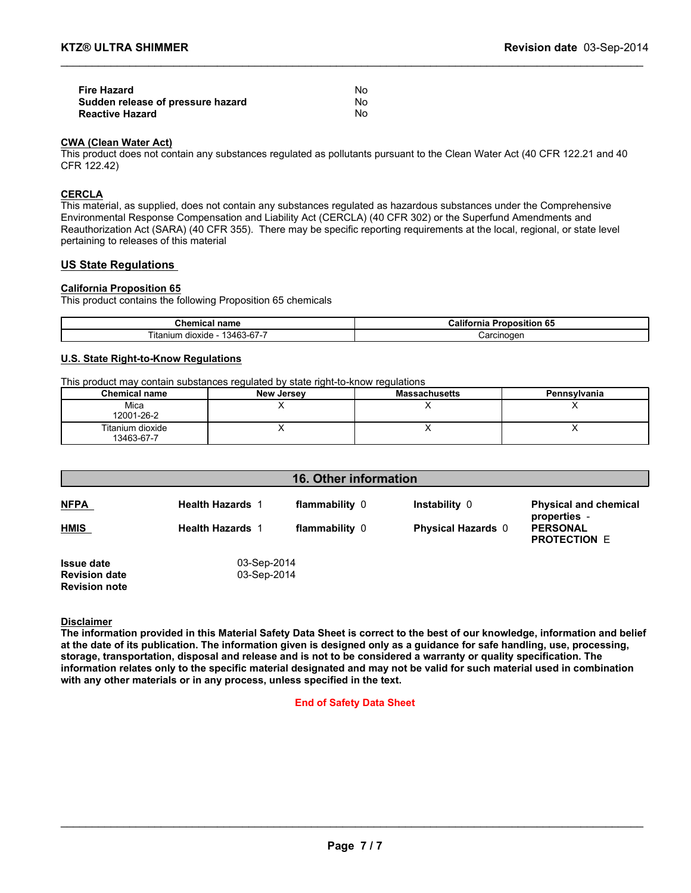| | |
|---|---|
| **Fire Hazard** | No |
| **Sudden release of pressure hazard** | No |
| **Reactive Hazard** | No |

**CWA (Clean Water Act)**

This product does not contain any substances regulated as pollutants pursuant to the Clean Water Act (40 CFR 122.21 and 40 CFR 122.42)

**CERCLA**

This material, as supplied, does not contain any substances regulated as hazardous substances under the Comprehensive Environmental Response Compensation and Liability Act (CERCLA) (40 CFR 302) or the Superfund Amendments and Reauthorization Act (SARA) (40 CFR 355). There may be specific reporting requirements at the local, regional, or state level pertaining to releases of this material

## US State Regulations

**California Proposition 65**

This product contains the following Proposition 65 chemicals

| Chemical name | California Proposition 65 |
|---|---|
| Titanium dioxide - 13463-67-7 | Carcinogen |

**U.S. State Right-to-Know Regulations**

This product may contain substances regulated by state right-to-know regulations

| Chemical name | New Jersey | Massachusetts | Pennsylvania |
|---|---|---|---|
| Mica 12001-26-2 | X | X | X |
| Titanium dioxide 13463-67-7 | X | X | X |

## 16. Other information

| | | | | |
|---|---|---|---|---|
| **NFPA** | **Health Hazards** 1 | **flammability** 0 | **Instability** 0 | **Physical and chemical properties** - |
| **HMIS** | **Health Hazards** 1 | **flammability** 0 | **Physical Hazards** 0 | **PERSONAL PROTECTION** E |

| | |
|---|---|
| **Issue date** | 03-Sep-2014 |
| **Revision date** | 03-Sep-2014 |
| **Revision note** | |

**Disclaimer**

**The information provided in this Material Safety Data Sheet is correct to the best of our knowledge, information and belief at the date of its publication. The information given is designed only as a guidance for safe handling, use, processing, storage, transportation, disposal and release and is not to be considered a warranty or quality specification. The information relates only to the specific material designated and may not be valid for such material used in combination with any other materials or in any process, unless specified in the text.**

**End of Safety Data Sheet**